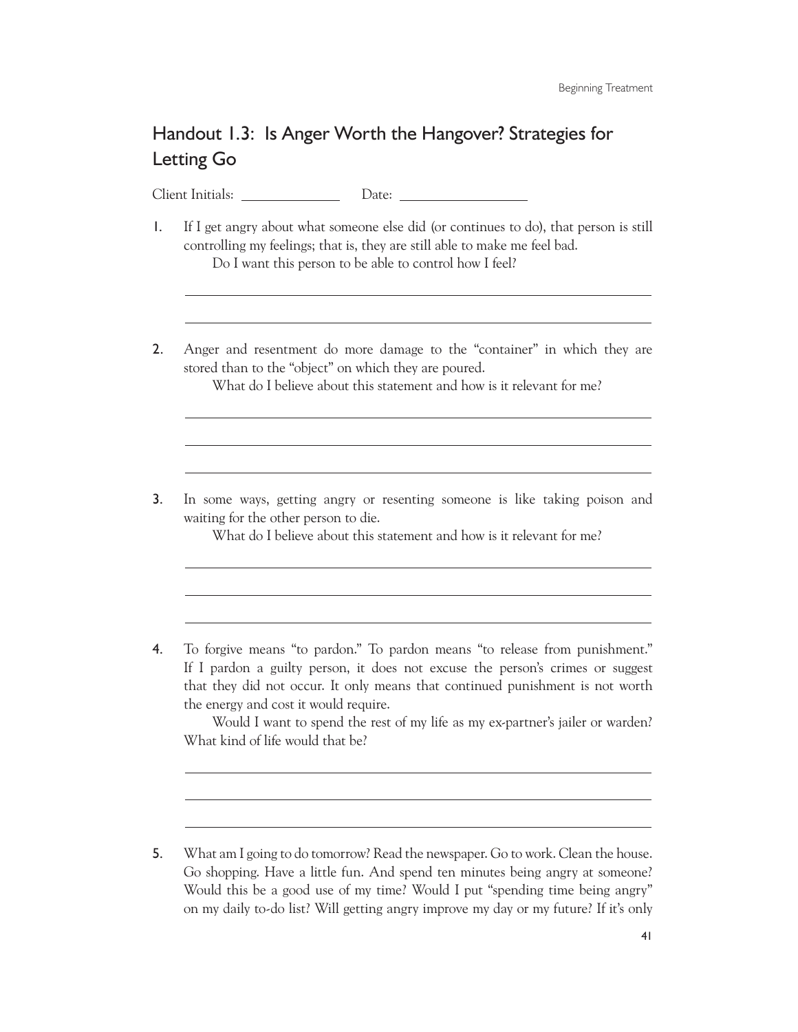## Handout 1.3: Is Anger Worth the Hangover? Strategies for Letting Go

Client Initials: ______________ Date: __________________

1. If I get angry about what someone else did (or continues to do), that person is still controlling my feelings; that is, they are still able to make me feel bad.

   Do I want this person to be able to control how I feel?

   ______________________________________________

   ______________________________________________

2. Anger and resentment do more damage to the "container" in which they are stored than to the "object" on which they are poured.

   What do I believe about this statement and how is it relevant for me?

   ______________________________________________

   ______________________________________________

   ______________________________________________

3. In some ways, getting angry or resenting someone is like taking poison and waiting for the other person to die.

   What do I believe about this statement and how is it relevant for me?

   ______________________________________________

   ______________________________________________

   ______________________________________________

4. To forgive means "to pardon." To pardon means "to release from punishment." If I pardon a guilty person, it does not excuse the person's crimes or suggest that they did not occur. It only means that continued punishment is not worth the energy and cost it would require.

   Would I want to spend the rest of my life as my ex-partner's jailer or warden? What kind of life would that be?

   ______________________________________________

   ______________________________________________

   ______________________________________________

5. What am I going to do tomorrow? Read the newspaper. Go to work. Clean the house. Go shopping. Have a little fun. And spend ten minutes being angry at someone? Would this be a good use of my time? Would I put "spending time being angry" on my daily to-do list? Will getting angry improve my day or my future? If it's only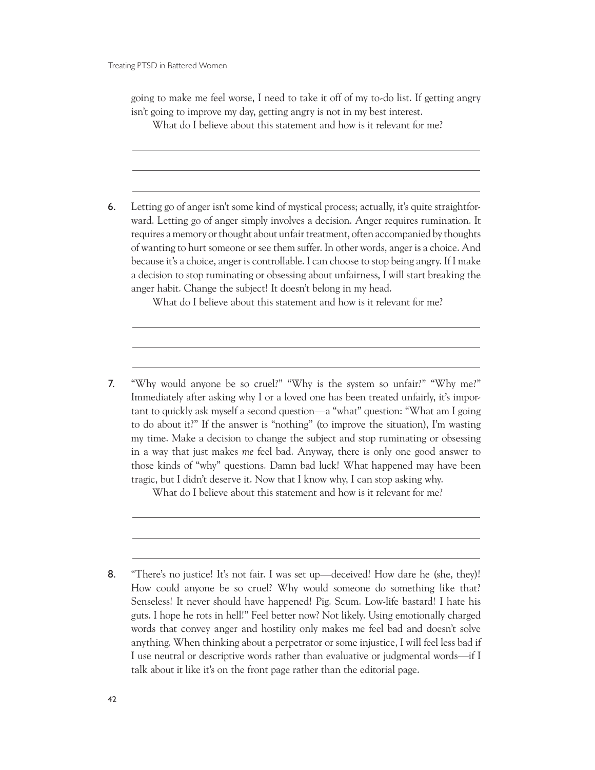going to make me feel worse, I need to take it off of my to-do list. If getting angry isn't going to improve my day, getting angry is not in my best interest.

What do I believe about this statement and how is it relevant for me?

6. Letting go of anger isn't some kind of mystical process; actually, it's quite straightforward. Letting go of anger simply involves a decision. Anger requires rumination. It requires a memory or thought about unfair treatment, often accompanied by thoughts of wanting to hurt someone or see them suffer. In other words, anger is a choice. And because it's a choice, anger is controllable. I can choose to stop being angry. If I make a decision to stop ruminating or obsessing about unfairness, I will start breaking the anger habit. Change the subject! It doesn't belong in my head.

   What do I believe about this statement and how is it relevant for me?

7. "Why would anyone be so cruel?" "Why is the system so unfair?" "Why me?" Immediately after asking why I or a loved one has been treated unfairly, it's important to quickly ask myself a second question—a "what" question: "What am I going to do about it?" If the answer is "nothing" (to improve the situation), I'm wasting my time. Make a decision to change the subject and stop ruminating or obsessing in a way that just makes *me* feel bad. Anyway, there is only one good answer to those kinds of "why" questions. Damn bad luck! What happened may have been tragic, but I didn't deserve it. Now that I know why, I can stop asking why.

   What do I believe about this statement and how is it relevant for me?

8. "There's no justice! It's not fair. I was set up—deceived! How dare he (she, they)! How could anyone be so cruel? Why would someone do something like that? Senseless! It never should have happened! Pig. Scum. Low-life bastard! I hate his guts. I hope he rots in hell!" Feel better now? Not likely. Using emotionally charged words that convey anger and hostility only makes me feel bad and doesn't solve anything. When thinking about a perpetrator or some injustice, I will feel less bad if I use neutral or descriptive words rather than evaluative or judgmental words—if I talk about it like it's on the front page rather than the editorial page.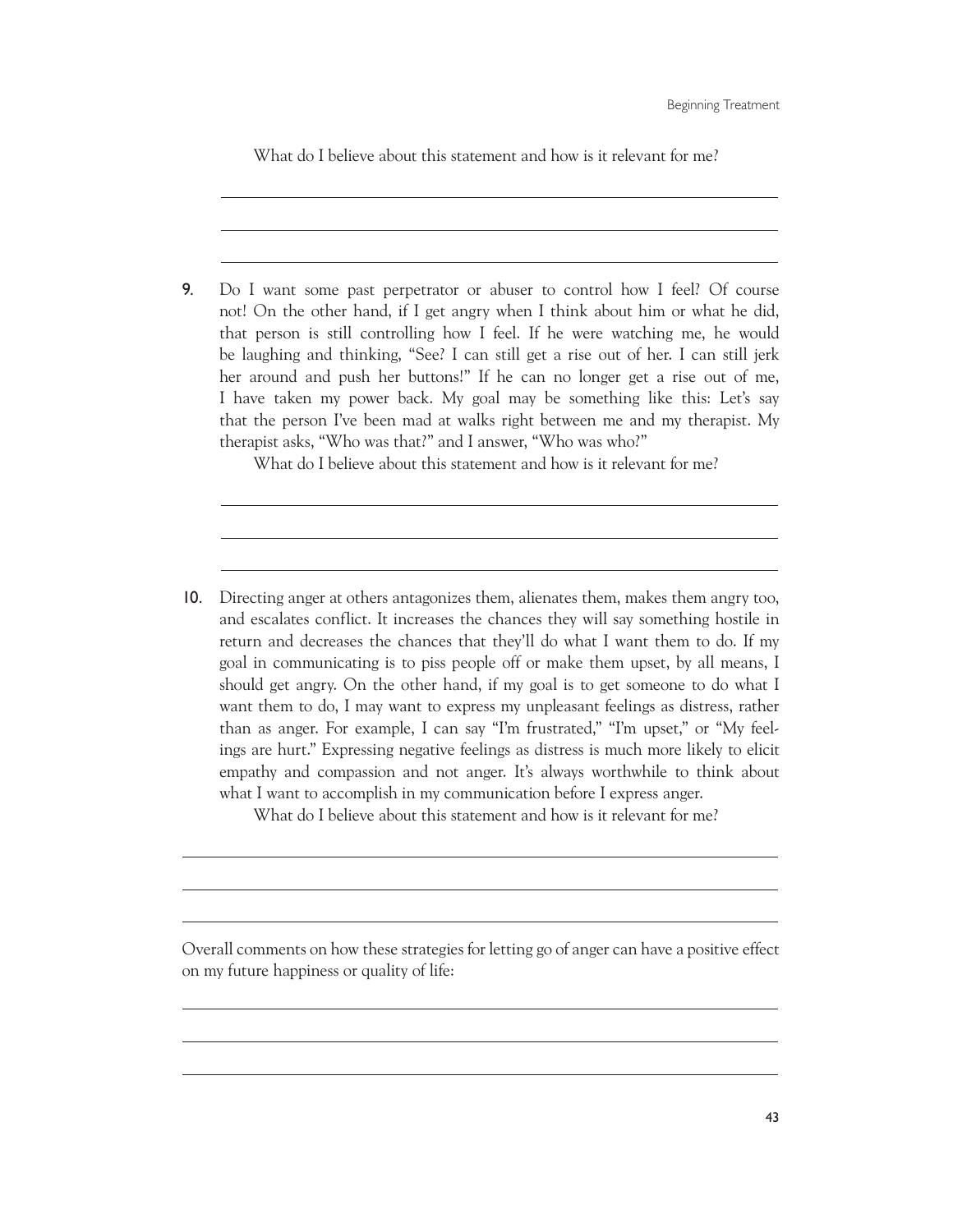What do I believe about this statement and how is it relevant for me?

9. Do I want some past perpetrator or abuser to control how I feel? Of course not! On the other hand, if I get angry when I think about him or what he did, that person is still controlling how I feel. If he were watching me, he would be laughing and thinking, "See? I can still get a rise out of her. I can still jerk her around and push her buttons!" If he can no longer get a rise out of me, I have taken my power back. My goal may be something like this: Let's say that the person I've been mad at walks right between me and my therapist. My therapist asks, "Who was that?" and I answer, "Who was who?"

   What do I believe about this statement and how is it relevant for me?

10. Directing anger at others antagonizes them, alienates them, makes them angry too, and escalates conflict. It increases the chances they will say something hostile in return and decreases the chances that they'll do what I want them to do. If my goal in communicating is to piss people off or make them upset, by all means, I should get angry. On the other hand, if my goal is to get someone to do what I want them to do, I may want to express my unpleasant feelings as distress, rather than as anger. For example, I can say "I'm frustrated," "I'm upset," or "My feelings are hurt." Expressing negative feelings as distress is much more likely to elicit empathy and compassion and not anger. It's always worthwhile to think about what I want to accomplish in my communication before I express anger.

    What do I believe about this statement and how is it relevant for me?

Overall comments on how these strategies for letting go of anger can have a positive effect on my future happiness or quality of life: